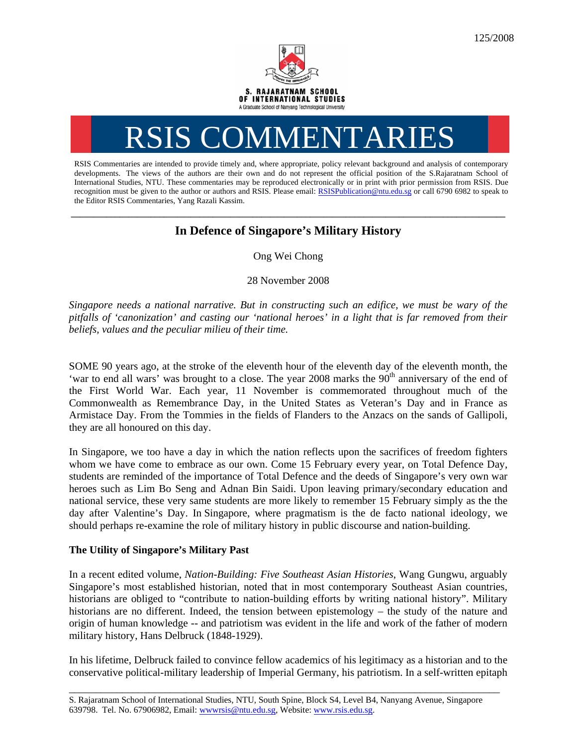125/2008

S. RAJARATNAM SCHOOL OF INTERNATIONAL STUDIES
A Graduate School of Nanyang Technological University

# RSIS COMMENTARIES

RSIS Commentaries are intended to provide timely and, where appropriate, policy relevant background and analysis of contemporary developments. The views of the authors are their own and do not represent the official position of the S.Rajaratnam School of International Studies, NTU. These commentaries may be reproduced electronically or in print with prior permission from RSIS. Due recognition must be given to the author or authors and RSIS. Please email: RSISPublication@ntu.edu.sg or call 6790 6982 to speak to the Editor RSIS Commentaries, Yang Razali Kassim.

---

## In Defence of Singapore's Military History

Ong Wei Chong

28 November 2008

*Singapore needs a national narrative. But in constructing such an edifice, we must be wary of the pitfalls of 'canonization' and casting our 'national heroes' in a light that is far removed from their beliefs, values and the peculiar milieu of their time.*

SOME 90 years ago, at the stroke of the eleventh hour of the eleventh day of the eleventh month, the 'war to end all wars' was brought to a close. The year 2008 marks the 90th anniversary of the end of the First World War. Each year, 11 November is commemorated throughout much of the Commonwealth as Remembrance Day, in the United States as Veteran's Day and in France as Armistace Day. From the Tommies in the fields of Flanders to the Anzacs on the sands of Gallipoli, they are all honoured on this day.

In Singapore, we too have a day in which the nation reflects upon the sacrifices of freedom fighters whom we have come to embrace as our own. Come 15 February every year, on Total Defence Day, students are reminded of the importance of Total Defence and the deeds of Singapore's very own war heroes such as Lim Bo Seng and Adnan Bin Saidi. Upon leaving primary/secondary education and national service, these very same students are more likely to remember 15 February simply as the the day after Valentine's Day. In Singapore, where pragmatism is the de facto national ideology, we should perhaps re-examine the role of military history in public discourse and nation-building.

### The Utility of Singapore's Military Past

In a recent edited volume, *Nation-Building: Five Southeast Asian Histories*, Wang Gungwu, arguably Singapore's most established historian, noted that in most contemporary Southeast Asian countries, historians are obliged to "contribute to nation-building efforts by writing national history". Military historians are no different. Indeed, the tension between epistemology – the study of the nature and origin of human knowledge -- and patriotism was evident in the life and work of the father of modern military history, Hans Delbruck (1848-1929).

In his lifetime, Delbruck failed to convince fellow academics of his legitimacy as a historian and to the conservative political-military leadership of Imperial Germany, his patriotism. In a self-written epitaph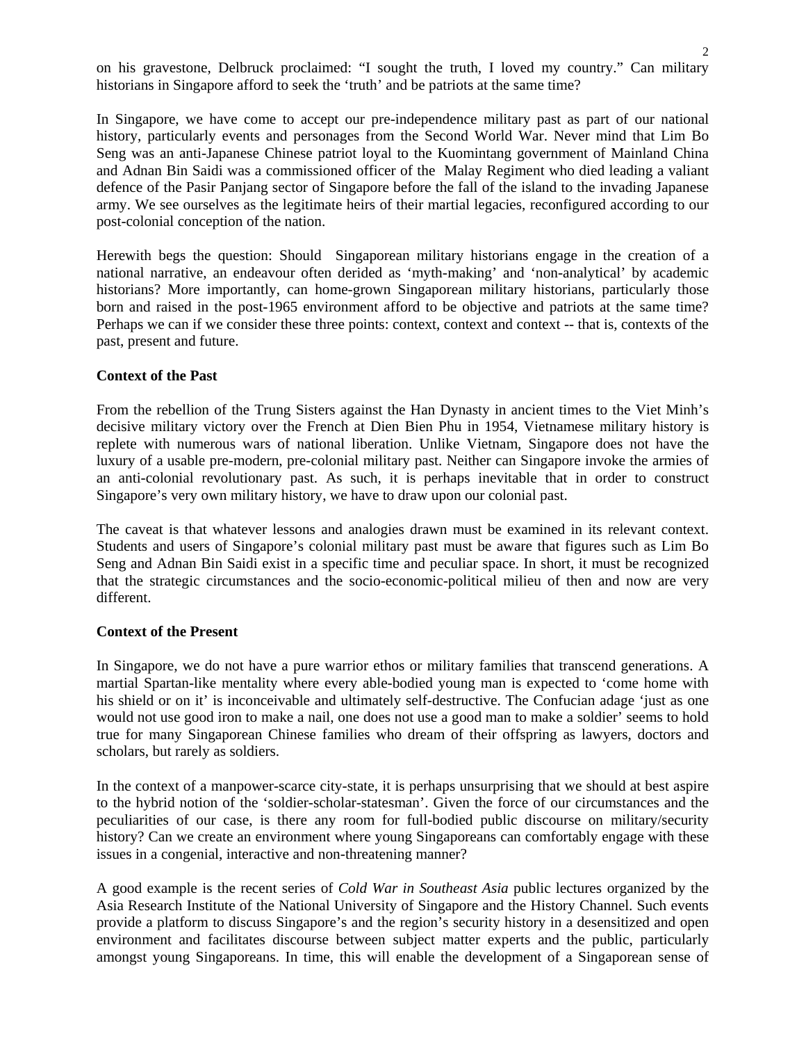on his gravestone, Delbruck proclaimed: "I sought the truth, I loved my country." Can military historians in Singapore afford to seek the 'truth' and be patriots at the same time?

In Singapore, we have come to accept our pre-independence military past as part of our national history, particularly events and personages from the Second World War. Never mind that Lim Bo Seng was an anti-Japanese Chinese patriot loyal to the Kuomintang government of Mainland China and Adnan Bin Saidi was a commissioned officer of the Malay Regiment who died leading a valiant defence of the Pasir Panjang sector of Singapore before the fall of the island to the invading Japanese army. We see ourselves as the legitimate heirs of their martial legacies, reconfigured according to our post-colonial conception of the nation.

Herewith begs the question: Should Singaporean military historians engage in the creation of a national narrative, an endeavour often derided as 'myth-making' and 'non-analytical' by academic historians? More importantly, can home-grown Singaporean military historians, particularly those born and raised in the post-1965 environment afford to be objective and patriots at the same time? Perhaps we can if we consider these three points: context, context and context -- that is, contexts of the past, present and future.

**Context of the Past**

From the rebellion of the Trung Sisters against the Han Dynasty in ancient times to the Viet Minh's decisive military victory over the French at Dien Bien Phu in 1954, Vietnamese military history is replete with numerous wars of national liberation. Unlike Vietnam, Singapore does not have the luxury of a usable pre-modern, pre-colonial military past. Neither can Singapore invoke the armies of an anti-colonial revolutionary past. As such, it is perhaps inevitable that in order to construct Singapore's very own military history, we have to draw upon our colonial past.

The caveat is that whatever lessons and analogies drawn must be examined in its relevant context. Students and users of Singapore's colonial military past must be aware that figures such as Lim Bo Seng and Adnan Bin Saidi exist in a specific time and peculiar space. In short, it must be recognized that the strategic circumstances and the socio-economic-political milieu of then and now are very different.

**Context of the Present**

In Singapore, we do not have a pure warrior ethos or military families that transcend generations. A martial Spartan-like mentality where every able-bodied young man is expected to 'come home with his shield or on it' is inconceivable and ultimately self-destructive. The Confucian adage 'just as one would not use good iron to make a nail, one does not use a good man to make a soldier' seems to hold true for many Singaporean Chinese families who dream of their offspring as lawyers, doctors and scholars, but rarely as soldiers.

In the context of a manpower-scarce city-state, it is perhaps unsurprising that we should at best aspire to the hybrid notion of the 'soldier-scholar-statesman'. Given the force of our circumstances and the peculiarities of our case, is there any room for full-bodied public discourse on military/security history? Can we create an environment where young Singaporeans can comfortably engage with these issues in a congenial, interactive and non-threatening manner?

A good example is the recent series of *Cold War in Southeast Asia* public lectures organized by the Asia Research Institute of the National University of Singapore and the History Channel. Such events provide a platform to discuss Singapore's and the region's security history in a desensitized and open environment and facilitates discourse between subject matter experts and the public, particularly amongst young Singaporeans. In time, this will enable the development of a Singaporean sense of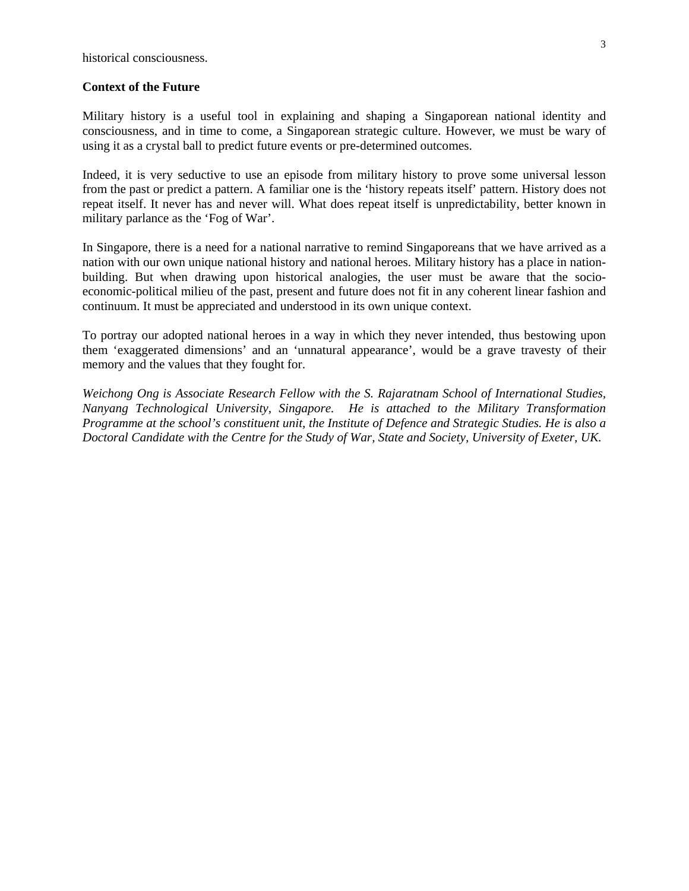historical consciousness.

**Context of the Future**

Military history is a useful tool in explaining and shaping a Singaporean national identity and consciousness, and in time to come, a Singaporean strategic culture. However, we must be wary of using it as a crystal ball to predict future events or pre-determined outcomes.

Indeed, it is very seductive to use an episode from military history to prove some universal lesson from the past or predict a pattern. A familiar one is the 'history repeats itself' pattern. History does not repeat itself. It never has and never will. What does repeat itself is unpredictability, better known in military parlance as the 'Fog of War'.

In Singapore, there is a need for a national narrative to remind Singaporeans that we have arrived as a nation with our own unique national history and national heroes. Military history has a place in nation-building. But when drawing upon historical analogies, the user must be aware that the socio-economic-political milieu of the past, present and future does not fit in any coherent linear fashion and continuum. It must be appreciated and understood in its own unique context.

To portray our adopted national heroes in a way in which they never intended, thus bestowing upon them 'exaggerated dimensions' and an 'unnatural appearance', would be a grave travesty of their memory and the values that they fought for.

*Weichong Ong is Associate Research Fellow with the S. Rajaratnam School of International Studies, Nanyang Technological University, Singapore. He is attached to the Military Transformation Programme at the school's constituent unit, the Institute of Defence and Strategic Studies. He is also a Doctoral Candidate with the Centre for the Study of War, State and Society, University of Exeter, UK.*